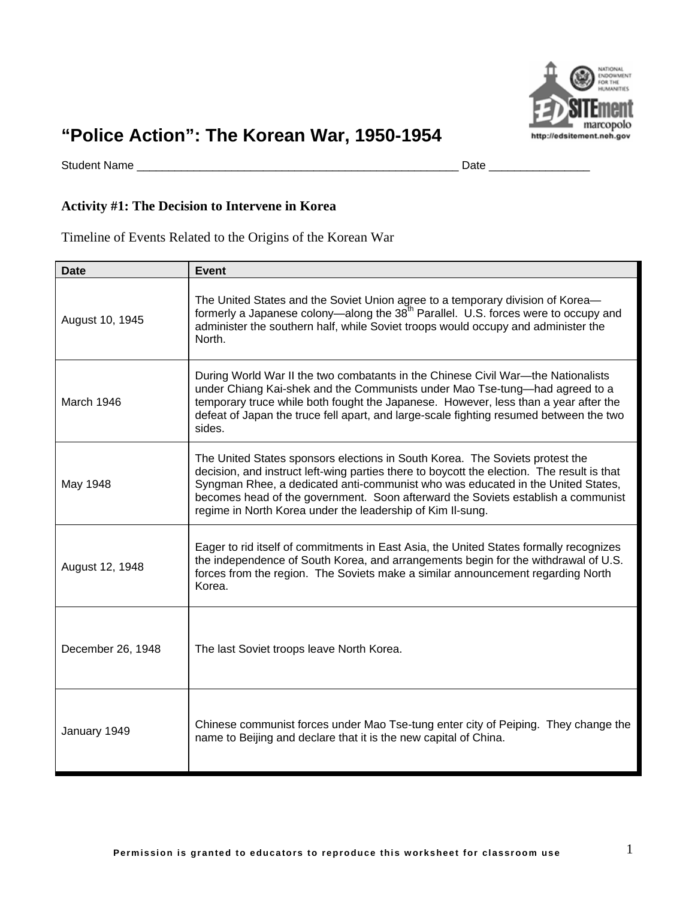# "Police Action": The Korean War, 1950-1954

Student Name ____________________________________________________ Date ________________

## Activity #1: The Decision to Intervene in Korea

Timeline of Events Related to the Origins of the Korean War

| Date | Event |
|---|---|
| August 10, 1945 | The United States and the Soviet Union agree to a temporary division of Korea—formerly a Japanese colony—along the 38th Parallel. U.S. forces were to occupy and administer the southern half, while Soviet troops would occupy and administer the North. |
| March 1946 | During World War II the two combatants in the Chinese Civil War—the Nationalists under Chiang Kai-shek and the Communists under Mao Tse-tung—had agreed to a temporary truce while both fought the Japanese. However, less than a year after the defeat of Japan the truce fell apart, and large-scale fighting resumed between the two sides. |
| May 1948 | The United States sponsors elections in South Korea. The Soviets protest the decision, and instruct left-wing parties there to boycott the election. The result is that Syngman Rhee, a dedicated anti-communist who was educated in the United States, becomes head of the government. Soon afterward the Soviets establish a communist regime in North Korea under the leadership of Kim Il-sung. |
| August 12, 1948 | Eager to rid itself of commitments in East Asia, the United States formally recognizes the independence of South Korea, and arrangements begin for the withdrawal of U.S. forces from the region. The Soviets make a similar announcement regarding North Korea. |
| December 26, 1948 | The last Soviet troops leave North Korea. |
| January 1949 | Chinese communist forces under Mao Tse-tung enter city of Peiping. They change the name to Beijing and declare that it is the new capital of China. |

Permission is granted to educators to reproduce this worksheet for classroom use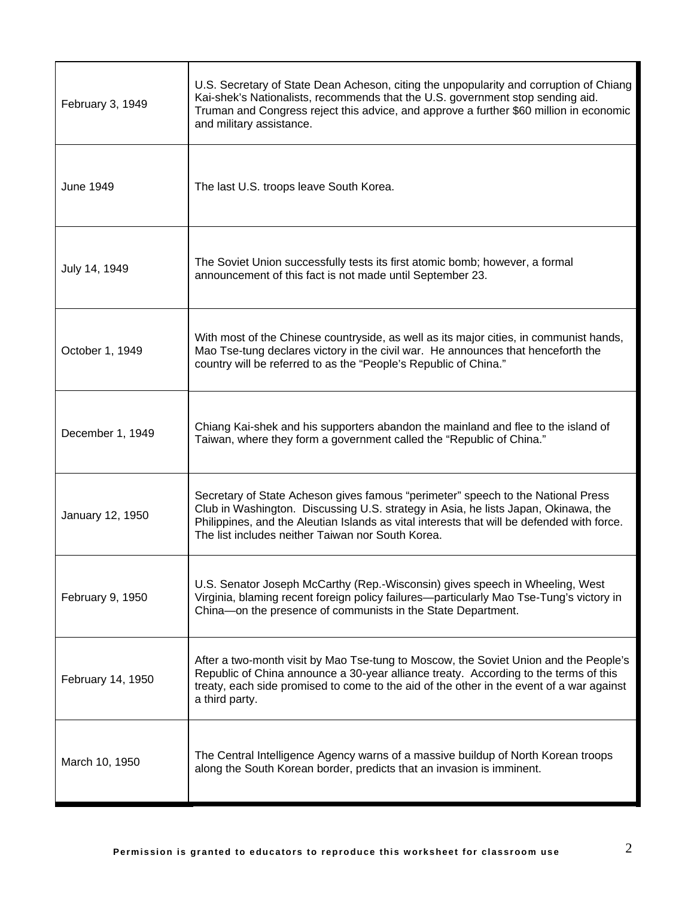| | |
|---|---|
| February 3, 1949 | U.S. Secretary of State Dean Acheson, citing the unpopularity and corruption of Chiang Kai-shek's Nationalists, recommends that the U.S. government stop sending aid. Truman and Congress reject this advice, and approve a further $60 million in economic and military assistance. |
| June 1949 | The last U.S. troops leave South Korea. |
| July 14, 1949 | The Soviet Union successfully tests its first atomic bomb; however, a formal announcement of this fact is not made until September 23. |
| October 1, 1949 | With most of the Chinese countryside, as well as its major cities, in communist hands, Mao Tse-tung declares victory in the civil war. He announces that henceforth the country will be referred to as the "People's Republic of China." |
| December 1, 1949 | Chiang Kai-shek and his supporters abandon the mainland and flee to the island of Taiwan, where they form a government called the "Republic of China." |
| January 12, 1950 | Secretary of State Acheson gives famous "perimeter" speech to the National Press Club in Washington. Discussing U.S. strategy in Asia, he lists Japan, Okinawa, the Philippines, and the Aleutian Islands as vital interests that will be defended with force. The list includes neither Taiwan nor South Korea. |
| February 9, 1950 | U.S. Senator Joseph McCarthy (Rep.-Wisconsin) gives speech in Wheeling, West Virginia, blaming recent foreign policy failures—particularly Mao Tse-Tung's victory in China—on the presence of communists in the State Department. |
| February 14, 1950 | After a two-month visit by Mao Tse-tung to Moscow, the Soviet Union and the People's Republic of China announce a 30-year alliance treaty. According to the terms of this treaty, each side promised to come to the aid of the other in the event of a war against a third party. |
| March 10, 1950 | The Central Intelligence Agency warns of a massive buildup of North Korean troops along the South Korean border, predicts that an invasion is imminent. |

**Permission is granted to educators to reproduce this worksheet for classroom use**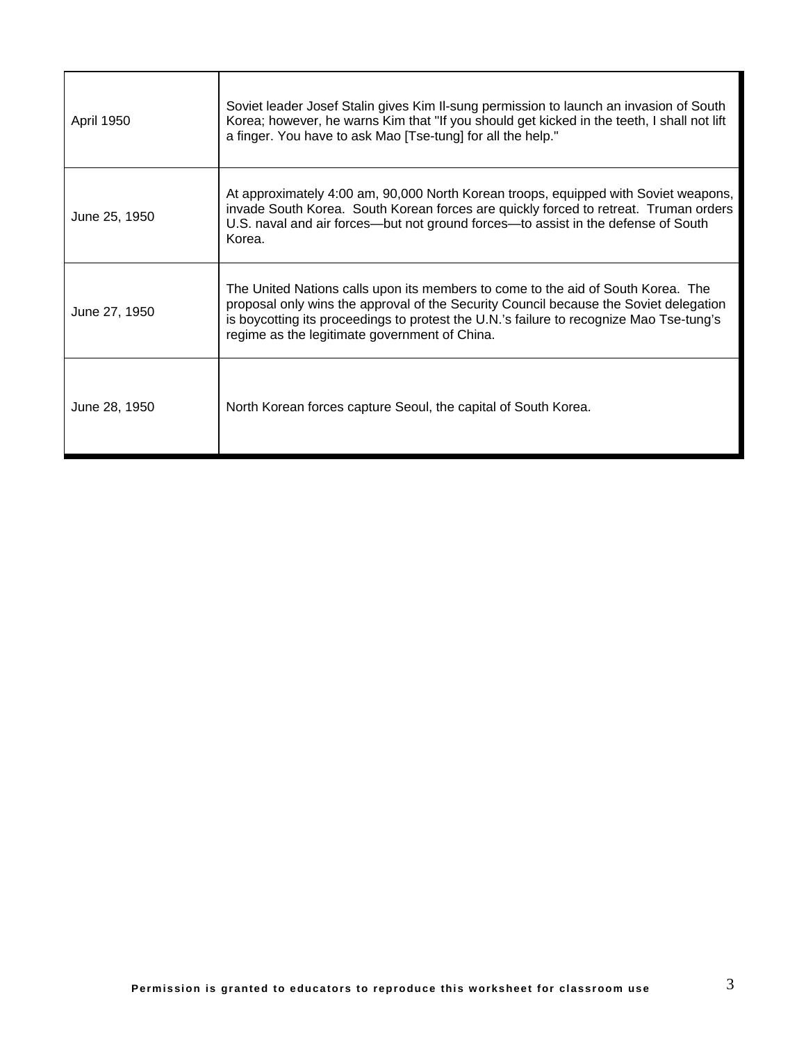| | |
|---|---|
| April 1950 | Soviet leader Josef Stalin gives Kim Il-sung permission to launch an invasion of South Korea; however, he warns Kim that "If you should get kicked in the teeth, I shall not lift a finger. You have to ask Mao [Tse-tung] for all the help." |
| June 25, 1950 | At approximately 4:00 am, 90,000 North Korean troops, equipped with Soviet weapons, invade South Korea. South Korean forces are quickly forced to retreat. Truman orders U.S. naval and air forces—but not ground forces—to assist in the defense of South Korea. |
| June 27, 1950 | The United Nations calls upon its members to come to the aid of South Korea. The proposal only wins the approval of the Security Council because the Soviet delegation is boycotting its proceedings to protest the U.N.'s failure to recognize Mao Tse-tung's regime as the legitimate government of China. |
| June 28, 1950 | North Korean forces capture Seoul, the capital of South Korea. |

**Permission is granted to educators to reproduce this worksheet for classroom use**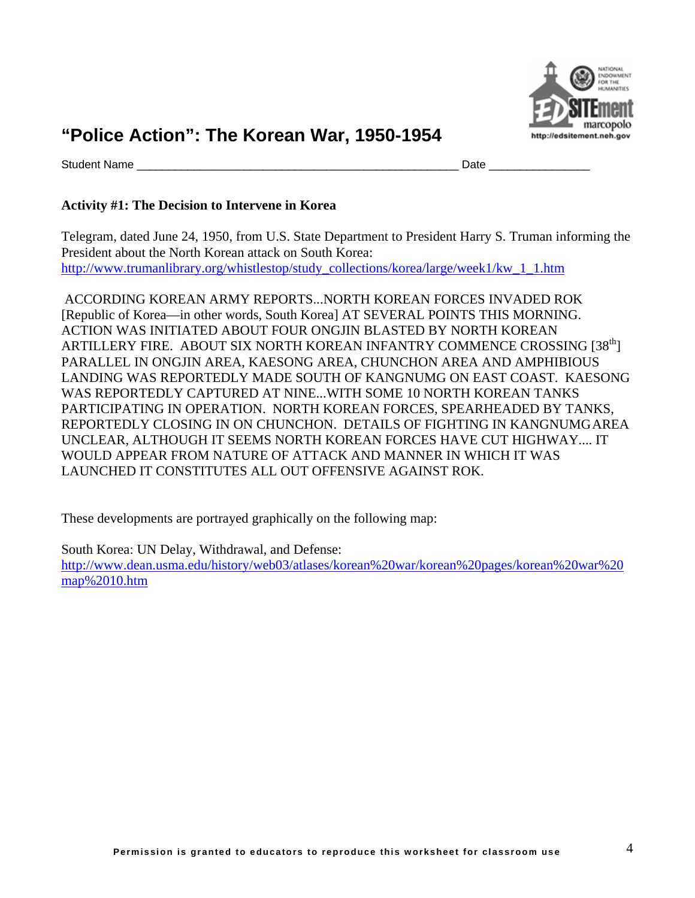# "Police Action": The Korean War, 1950-1954

Student Name ___________________________________________________ Date _______________

**Activity #1: The Decision to Intervene in Korea**

Telegram, dated June 24, 1950, from U.S. State Department to President Harry S. Truman informing the President about the North Korean attack on South Korea: http://www.trumanlibrary.org/whistlestop/study_collections/korea/large/week1/kw_1_1.htm

ACCORDING KOREAN ARMY REPORTS...NORTH KOREAN FORCES INVADED ROK [Republic of Korea—in other words, South Korea] AT SEVERAL POINTS THIS MORNING. ACTION WAS INITIATED ABOUT FOUR ONGJIN BLASTED BY NORTH KOREAN ARTILLERY FIRE. ABOUT SIX NORTH KOREAN INFANTRY COMMENCE CROSSING [38th] PARALLEL IN ONGJIN AREA, KAESONG AREA, CHUNCHON AREA AND AMPHIBIOUS LANDING WAS REPORTEDLY MADE SOUTH OF KANGNUMG ON EAST COAST. KAESONG WAS REPORTEDLY CAPTURED AT NINE...WITH SOME 10 NORTH KOREAN TANKS PARTICIPATING IN OPERATION. NORTH KOREAN FORCES, SPEARHEADED BY TANKS, REPORTEDLY CLOSING IN ON CHUNCHON. DETAILS OF FIGHTING IN KANGNUMG AREA UNCLEAR, ALTHOUGH IT SEEMS NORTH KOREAN FORCES HAVE CUT HIGHWAY.... IT WOULD APPEAR FROM NATURE OF ATTACK AND MANNER IN WHICH IT WAS LAUNCHED IT CONSTITUTES ALL OUT OFFENSIVE AGAINST ROK.

These developments are portrayed graphically on the following map:

South Korea: UN Delay, Withdrawal, and Defense: http://www.dean.usma.edu/history/web03/atlases/korean%20war/korean%20pages/korean%20war%20map%2010.htm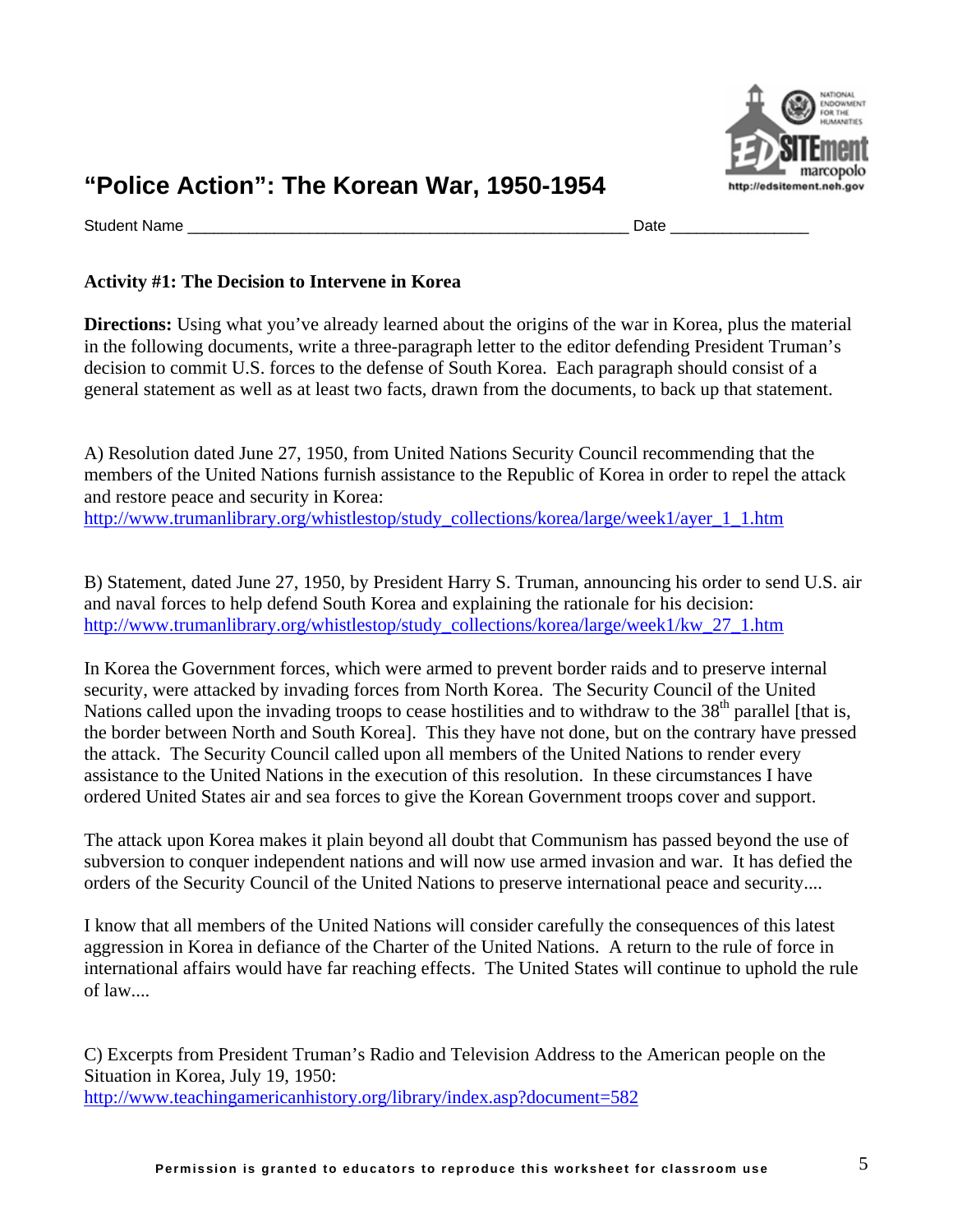# "Police Action": The Korean War, 1950-1954

Student Name ____________________________________________________ Date ________________

**Activity #1: The Decision to Intervene in Korea**

**Directions:** Using what you've already learned about the origins of the war in Korea, plus the material in the following documents, write a three-paragraph letter to the editor defending President Truman's decision to commit U.S. forces to the defense of South Korea. Each paragraph should consist of a general statement as well as at least two facts, drawn from the documents, to back up that statement.

A) Resolution dated June 27, 1950, from United Nations Security Council recommending that the members of the United Nations furnish assistance to the Republic of Korea in order to repel the attack and restore peace and security in Korea:
http://www.trumanlibrary.org/whistlestop/study_collections/korea/large/week1/ayer_1_1.htm

B) Statement, dated June 27, 1950, by President Harry S. Truman, announcing his order to send U.S. air and naval forces to help defend South Korea and explaining the rationale for his decision:
http://www.trumanlibrary.org/whistlestop/study_collections/korea/large/week1/kw_27_1.htm

In Korea the Government forces, which were armed to prevent border raids and to preserve internal security, were attacked by invading forces from North Korea. The Security Council of the United Nations called upon the invading troops to cease hostilities and to withdraw to the 38th parallel [that is, the border between North and South Korea]. This they have not done, but on the contrary have pressed the attack. The Security Council called upon all members of the United Nations to render every assistance to the United Nations in the execution of this resolution. In these circumstances I have ordered United States air and sea forces to give the Korean Government troops cover and support.

The attack upon Korea makes it plain beyond all doubt that Communism has passed beyond the use of subversion to conquer independent nations and will now use armed invasion and war. It has defied the orders of the Security Council of the United Nations to preserve international peace and security....

I know that all members of the United Nations will consider carefully the consequences of this latest aggression in Korea in defiance of the Charter of the United Nations. A return to the rule of force in international affairs would have far reaching effects. The United States will continue to uphold the rule of law....

C) Excerpts from President Truman's Radio and Television Address to the American people on the Situation in Korea, July 19, 1950:
http://www.teachingamericanhistory.org/library/index.asp?document=582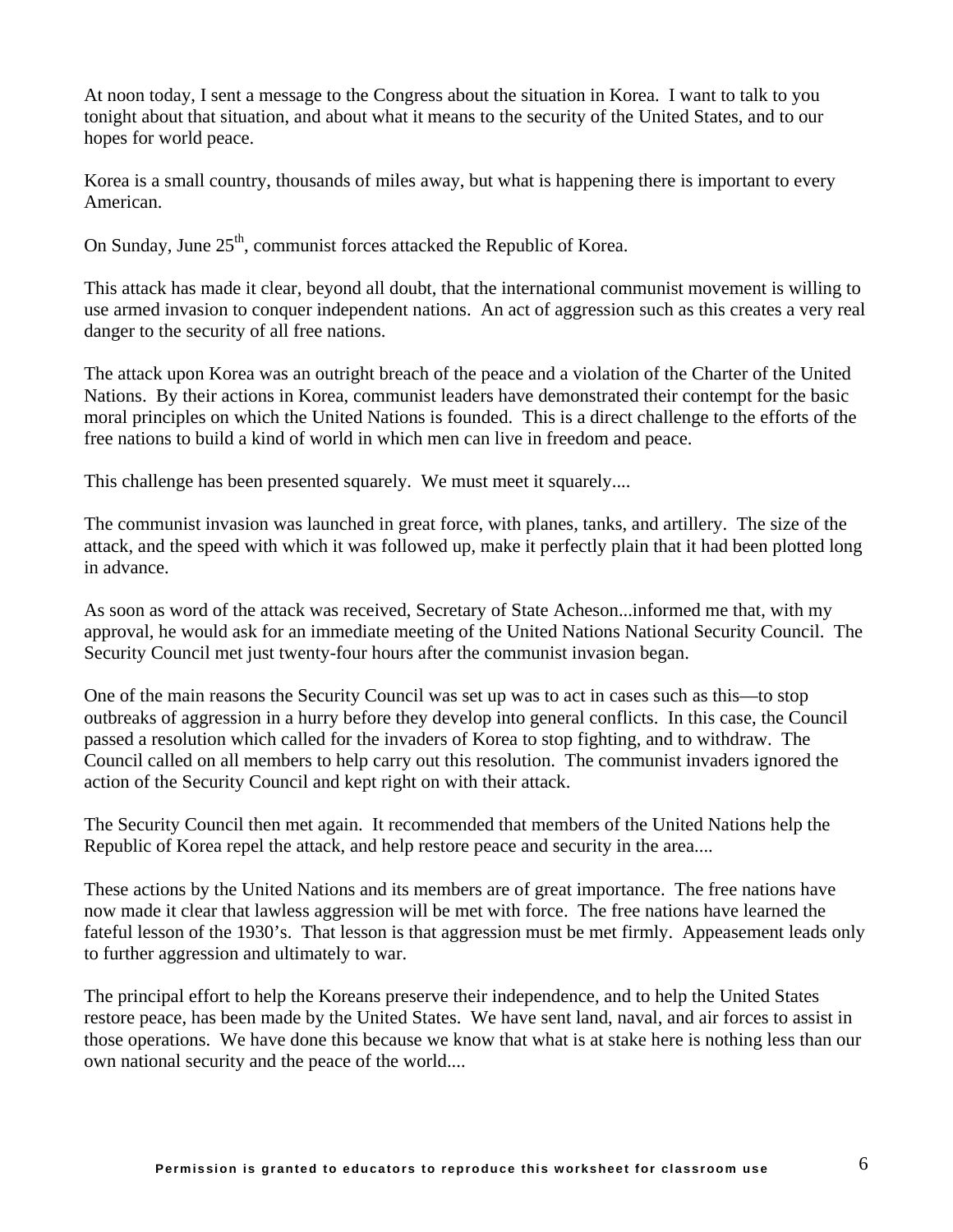At noon today, I sent a message to the Congress about the situation in Korea. I want to talk to you tonight about that situation, and about what it means to the security of the United States, and to our hopes for world peace.

Korea is a small country, thousands of miles away, but what is happening there is important to every American.

On Sunday, June 25th, communist forces attacked the Republic of Korea.

This attack has made it clear, beyond all doubt, that the international communist movement is willing to use armed invasion to conquer independent nations. An act of aggression such as this creates a very real danger to the security of all free nations.

The attack upon Korea was an outright breach of the peace and a violation of the Charter of the United Nations. By their actions in Korea, communist leaders have demonstrated their contempt for the basic moral principles on which the United Nations is founded. This is a direct challenge to the efforts of the free nations to build a kind of world in which men can live in freedom and peace.

This challenge has been presented squarely. We must meet it squarely....

The communist invasion was launched in great force, with planes, tanks, and artillery. The size of the attack, and the speed with which it was followed up, make it perfectly plain that it had been plotted long in advance.

As soon as word of the attack was received, Secretary of State Acheson...informed me that, with my approval, he would ask for an immediate meeting of the United Nations National Security Council. The Security Council met just twenty-four hours after the communist invasion began.

One of the main reasons the Security Council was set up was to act in cases such as this—to stop outbreaks of aggression in a hurry before they develop into general conflicts. In this case, the Council passed a resolution which called for the invaders of Korea to stop fighting, and to withdraw. The Council called on all members to help carry out this resolution. The communist invaders ignored the action of the Security Council and kept right on with their attack.

The Security Council then met again. It recommended that members of the United Nations help the Republic of Korea repel the attack, and help restore peace and security in the area....

These actions by the United Nations and its members are of great importance. The free nations have now made it clear that lawless aggression will be met with force. The free nations have learned the fateful lesson of the 1930's. That lesson is that aggression must be met firmly. Appeasement leads only to further aggression and ultimately to war.

The principal effort to help the Koreans preserve their independence, and to help the United States restore peace, has been made by the United States. We have sent land, naval, and air forces to assist in those operations. We have done this because we know that what is at stake here is nothing less than our own national security and the peace of the world....

**Permission is granted to educators to reproduce this worksheet for classroom use**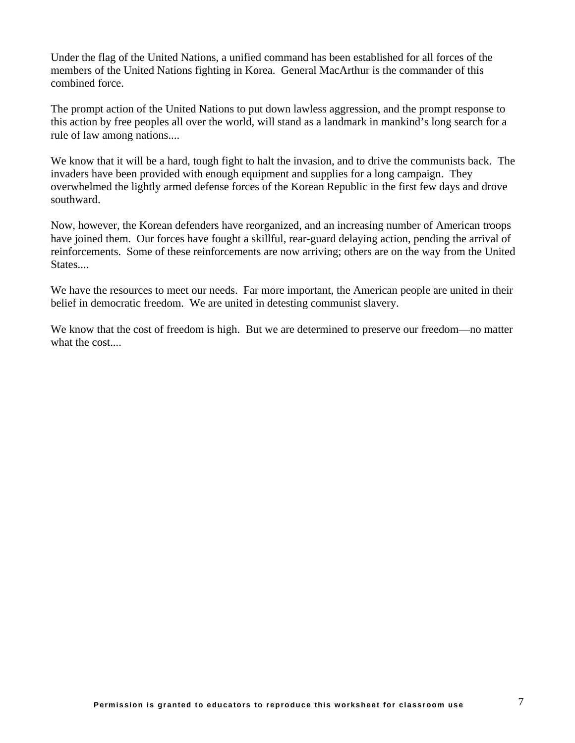Under the flag of the United Nations, a unified command has been established for all forces of the members of the United Nations fighting in Korea. General MacArthur is the commander of this combined force.

The prompt action of the United Nations to put down lawless aggression, and the prompt response to this action by free peoples all over the world, will stand as a landmark in mankind's long search for a rule of law among nations....

We know that it will be a hard, tough fight to halt the invasion, and to drive the communists back. The invaders have been provided with enough equipment and supplies for a long campaign. They overwhelmed the lightly armed defense forces of the Korean Republic in the first few days and drove southward.

Now, however, the Korean defenders have reorganized, and an increasing number of American troops have joined them. Our forces have fought a skillful, rear-guard delaying action, pending the arrival of reinforcements. Some of these reinforcements are now arriving; others are on the way from the United States....

We have the resources to meet our needs. Far more important, the American people are united in their belief in democratic freedom. We are united in detesting communist slavery.

We know that the cost of freedom is high. But we are determined to preserve our freedom—no matter what the cost....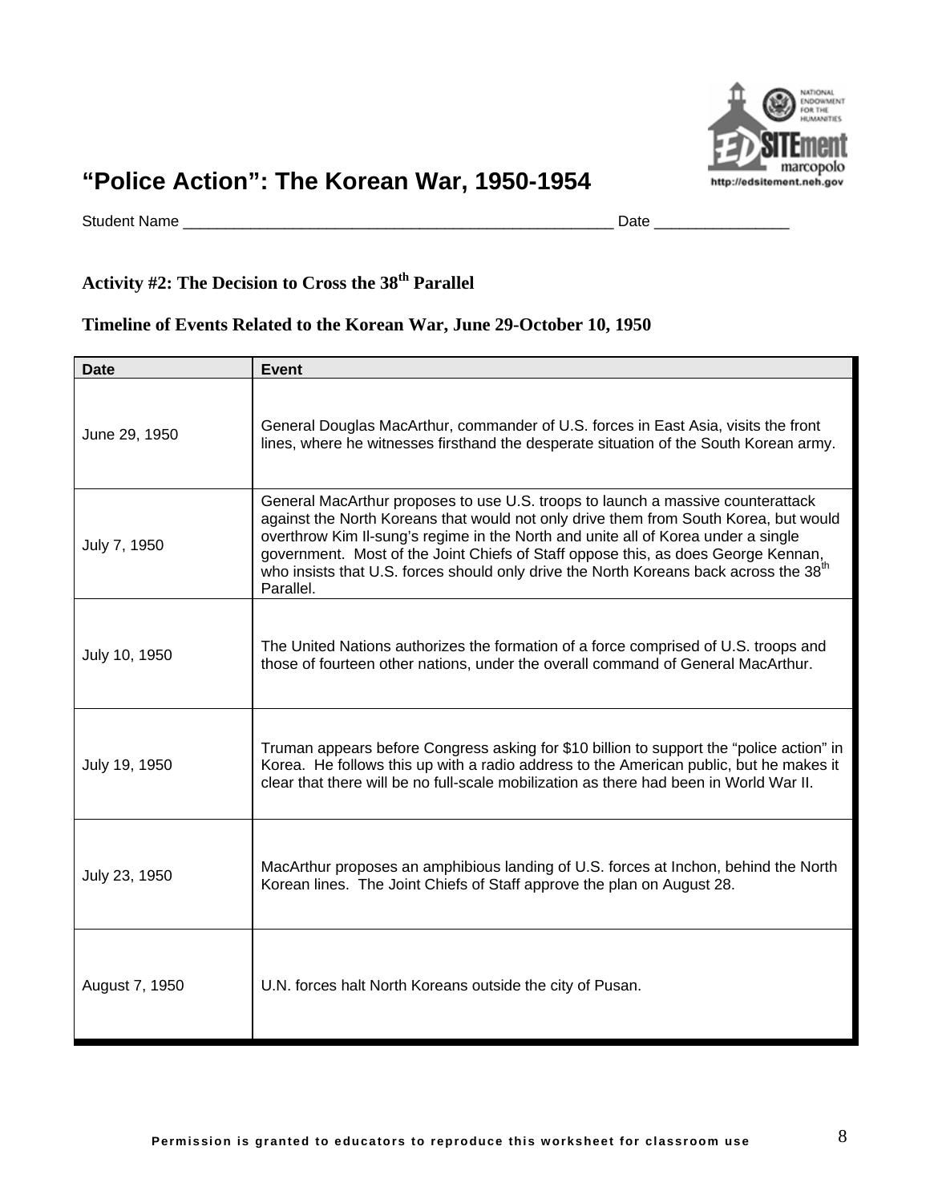# "Police Action": The Korean War, 1950-1954

Student Name ____________________________________________________ Date ________________

## Activity #2: The Decision to Cross the 38th Parallel

### Timeline of Events Related to the Korean War, June 29-October 10, 1950

| Date | Event |
|---|---|
| June 29, 1950 | General Douglas MacArthur, commander of U.S. forces in East Asia, visits the front lines, where he witnesses firsthand the desperate situation of the South Korean army. |
| July 7, 1950 | General MacArthur proposes to use U.S. troops to launch a massive counterattack against the North Koreans that would not only drive them from South Korea, but would overthrow Kim Il-sung's regime in the North and unite all of Korea under a single government. Most of the Joint Chiefs of Staff oppose this, as does George Kennan, who insists that U.S. forces should only drive the North Koreans back across the 38th Parallel. |
| July 10, 1950 | The United Nations authorizes the formation of a force comprised of U.S. troops and those of fourteen other nations, under the overall command of General MacArthur. |
| July 19, 1950 | Truman appears before Congress asking for $10 billion to support the "police action" in Korea. He follows this up with a radio address to the American public, but he makes it clear that there will be no full-scale mobilization as there had been in World War II. |
| July 23, 1950 | MacArthur proposes an amphibious landing of U.S. forces at Inchon, behind the North Korean lines. The Joint Chiefs of Staff approve the plan on August 28. |
| August 7, 1950 | U.N. forces halt North Koreans outside the city of Pusan. |

Permission is granted to educators to reproduce this worksheet for classroom use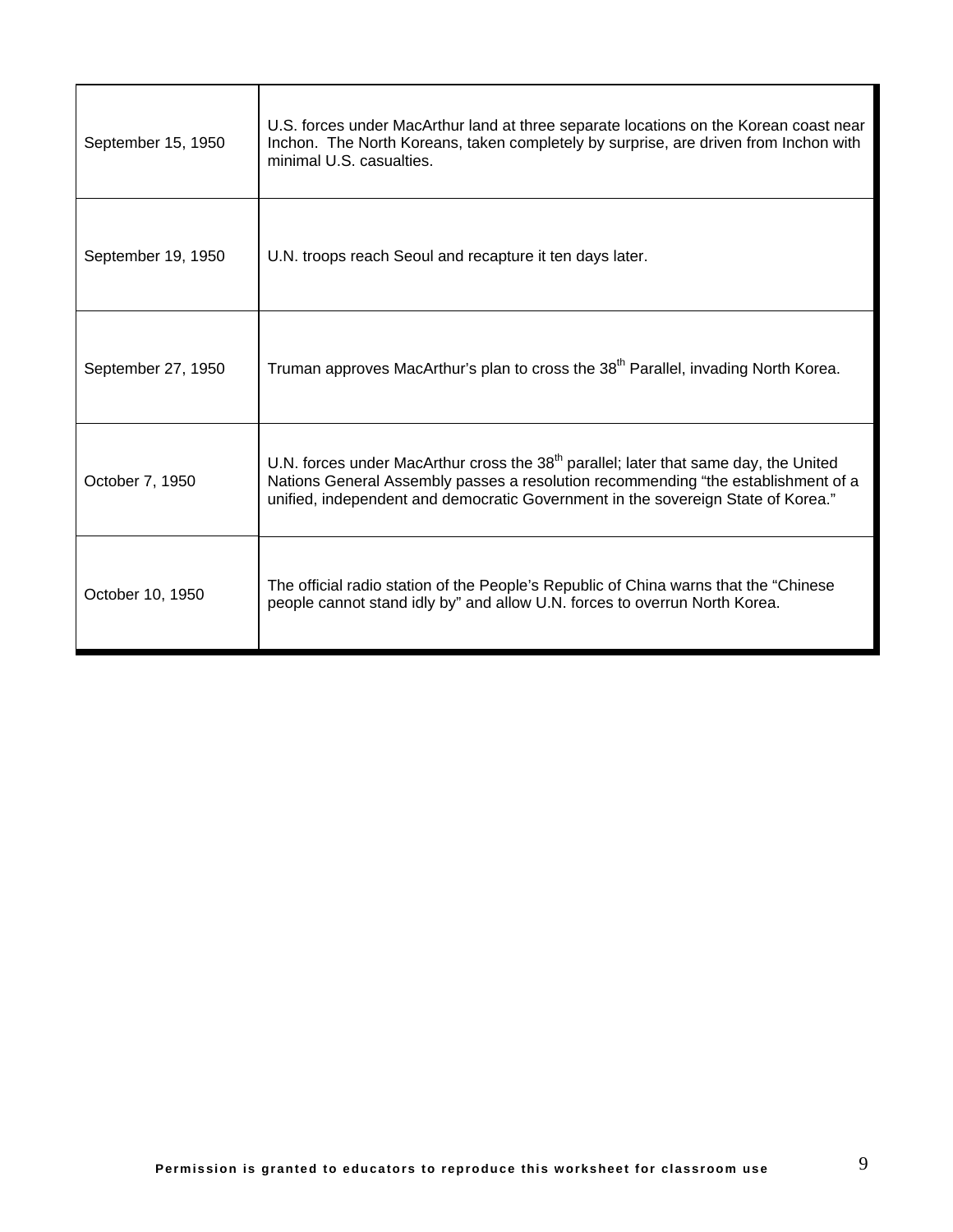| | |
|---|---|
| September 15, 1950 | U.S. forces under MacArthur land at three separate locations on the Korean coast near Inchon. The North Koreans, taken completely by surprise, are driven from Inchon with minimal U.S. casualties. |
| September 19, 1950 | U.N. troops reach Seoul and recapture it ten days later. |
| September 27, 1950 | Truman approves MacArthur's plan to cross the 38th Parallel, invading North Korea. |
| October 7, 1950 | U.N. forces under MacArthur cross the 38th parallel; later that same day, the United Nations General Assembly passes a resolution recommending "the establishment of a unified, independent and democratic Government in the sovereign State of Korea." |
| October 10, 1950 | The official radio station of the People's Republic of China warns that the "Chinese people cannot stand idly by" and allow U.N. forces to overrun North Korea. |

**Permission is granted to educators to reproduce this worksheet for classroom use**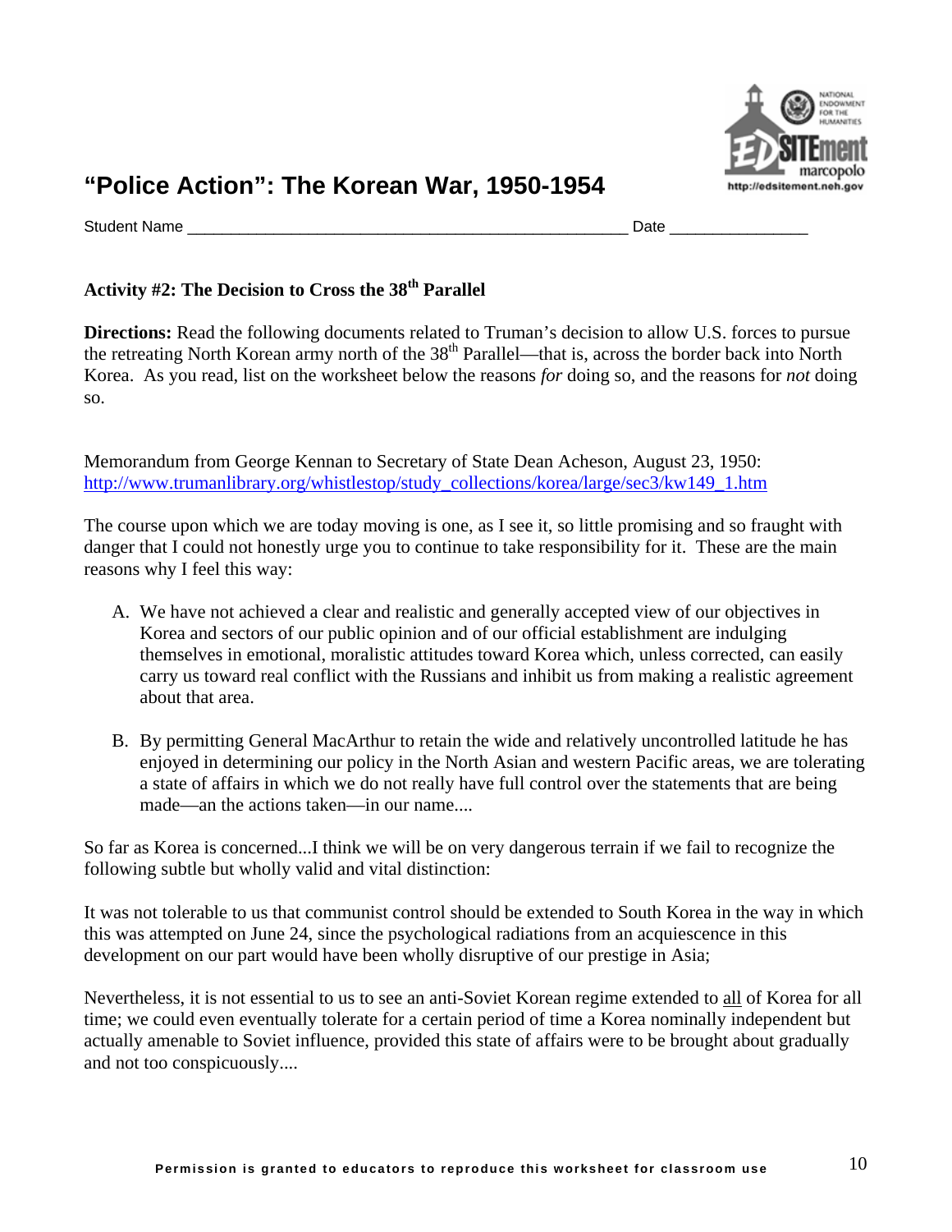# "Police Action": The Korean War, 1950-1954

Student Name ___________________________________________________ Date _______________

### Activity #2: The Decision to Cross the 38th Parallel

**Directions:** Read the following documents related to Truman's decision to allow U.S. forces to pursue the retreating North Korean army north of the 38th Parallel—that is, across the border back into North Korea. As you read, list on the worksheet below the reasons *for* doing so, and the reasons for *not* doing so.

Memorandum from George Kennan to Secretary of State Dean Acheson, August 23, 1950: http://www.trumanlibrary.org/whistlestop/study_collections/korea/large/sec3/kw149_1.htm

The course upon which we are today moving is one, as I see it, so little promising and so fraught with danger that I could not honestly urge you to continue to take responsibility for it. These are the main reasons why I feel this way:

A. We have not achieved a clear and realistic and generally accepted view of our objectives in Korea and sectors of our public opinion and of our official establishment are indulging themselves in emotional, moralistic attitudes toward Korea which, unless corrected, can easily carry us toward real conflict with the Russians and inhibit us from making a realistic agreement about that area.

B. By permitting General MacArthur to retain the wide and relatively uncontrolled latitude he has enjoyed in determining our policy in the North Asian and western Pacific areas, we are tolerating a state of affairs in which we do not really have full control over the statements that are being made—an the actions taken—in our name....

So far as Korea is concerned...I think we will be on very dangerous terrain if we fail to recognize the following subtle but wholly valid and vital distinction:

It was not tolerable to us that communist control should be extended to South Korea in the way in which this was attempted on June 24, since the psychological radiations from an acquiescence in this development on our part would have been wholly disruptive of our prestige in Asia;

Nevertheless, it is not essential to us to see an anti-Soviet Korean regime extended to all of Korea for all time; we could even eventually tolerate for a certain period of time a Korea nominally independent but actually amenable to Soviet influence, provided this state of affairs were to be brought about gradually and not too conspicuously....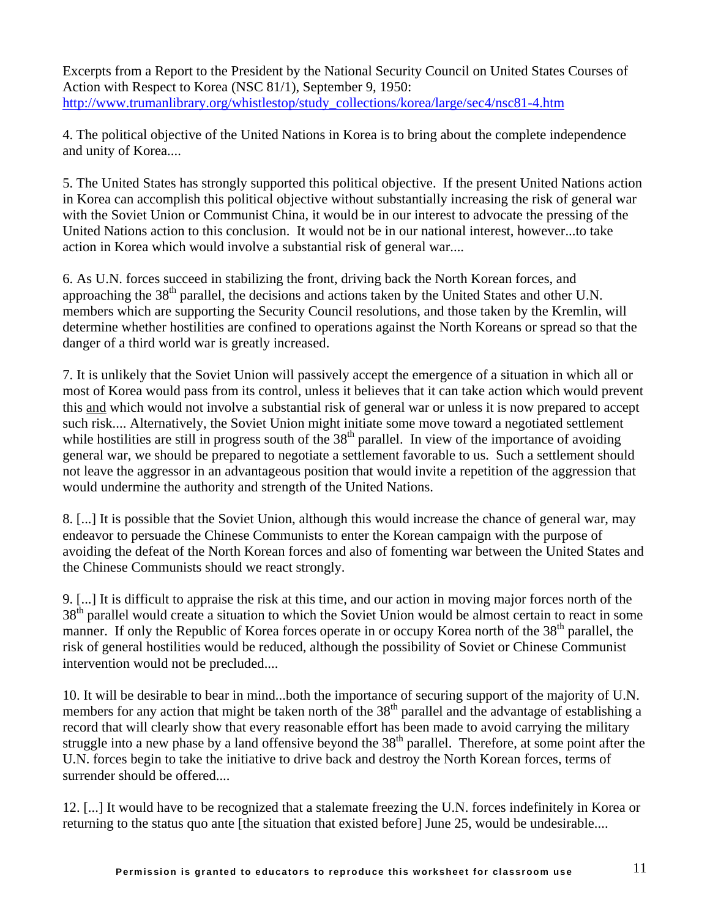Excerpts from a Report to the President by the National Security Council on United States Courses of Action with Respect to Korea (NSC 81/1), September 9, 1950: [http://www.trumanlibrary.org/whistlestop/study_collections/korea/large/sec4/nsc81-4.htm](http://www.trumanlibrary.org/whistlestop/study_collections/korea/large/sec4/nsc81-4.htm)

4. The political objective of the United Nations in Korea is to bring about the complete independence and unity of Korea....

5. The United States has strongly supported this political objective. If the present United Nations action in Korea can accomplish this political objective without substantially increasing the risk of general war with the Soviet Union or Communist China, it would be in our interest to advocate the pressing of the United Nations action to this conclusion. It would not be in our national interest, however...to take action in Korea which would involve a substantial risk of general war....

6. As U.N. forces succeed in stabilizing the front, driving back the North Korean forces, and approaching the 38th parallel, the decisions and actions taken by the United States and other U.N. members which are supporting the Security Council resolutions, and those taken by the Kremlin, will determine whether hostilities are confined to operations against the North Koreans or spread so that the danger of a third world war is greatly increased.

7. It is unlikely that the Soviet Union will passively accept the emergence of a situation in which all or most of Korea would pass from its control, unless it believes that it can take action which would prevent this <u>and</u> which would not involve a substantial risk of general war or unless it is now prepared to accept such risk.... Alternatively, the Soviet Union might initiate some move toward a negotiated settlement while hostilities are still in progress south of the 38th parallel. In view of the importance of avoiding general war, we should be prepared to negotiate a settlement favorable to us. Such a settlement should not leave the aggressor in an advantageous position that would invite a repetition of the aggression that would undermine the authority and strength of the United Nations.

8. [...] It is possible that the Soviet Union, although this would increase the chance of general war, may endeavor to persuade the Chinese Communists to enter the Korean campaign with the purpose of avoiding the defeat of the North Korean forces and also of fomenting war between the United States and the Chinese Communists should we react strongly.

9. [...] It is difficult to appraise the risk at this time, and our action in moving major forces north of the 38th parallel would create a situation to which the Soviet Union would be almost certain to react in some manner. If only the Republic of Korea forces operate in or occupy Korea north of the 38th parallel, the risk of general hostilities would be reduced, although the possibility of Soviet or Chinese Communist intervention would not be precluded....

10. It will be desirable to bear in mind...both the importance of securing support of the majority of U.N. members for any action that might be taken north of the 38th parallel and the advantage of establishing a record that will clearly show that every reasonable effort has been made to avoid carrying the military struggle into a new phase by a land offensive beyond the 38th parallel. Therefore, at some point after the U.N. forces begin to take the initiative to drive back and destroy the North Korean forces, terms of surrender should be offered....

12. [...] It would have to be recognized that a stalemate freezing the U.N. forces indefinitely in Korea or returning to the status quo ante [the situation that existed before] June 25, would be undesirable....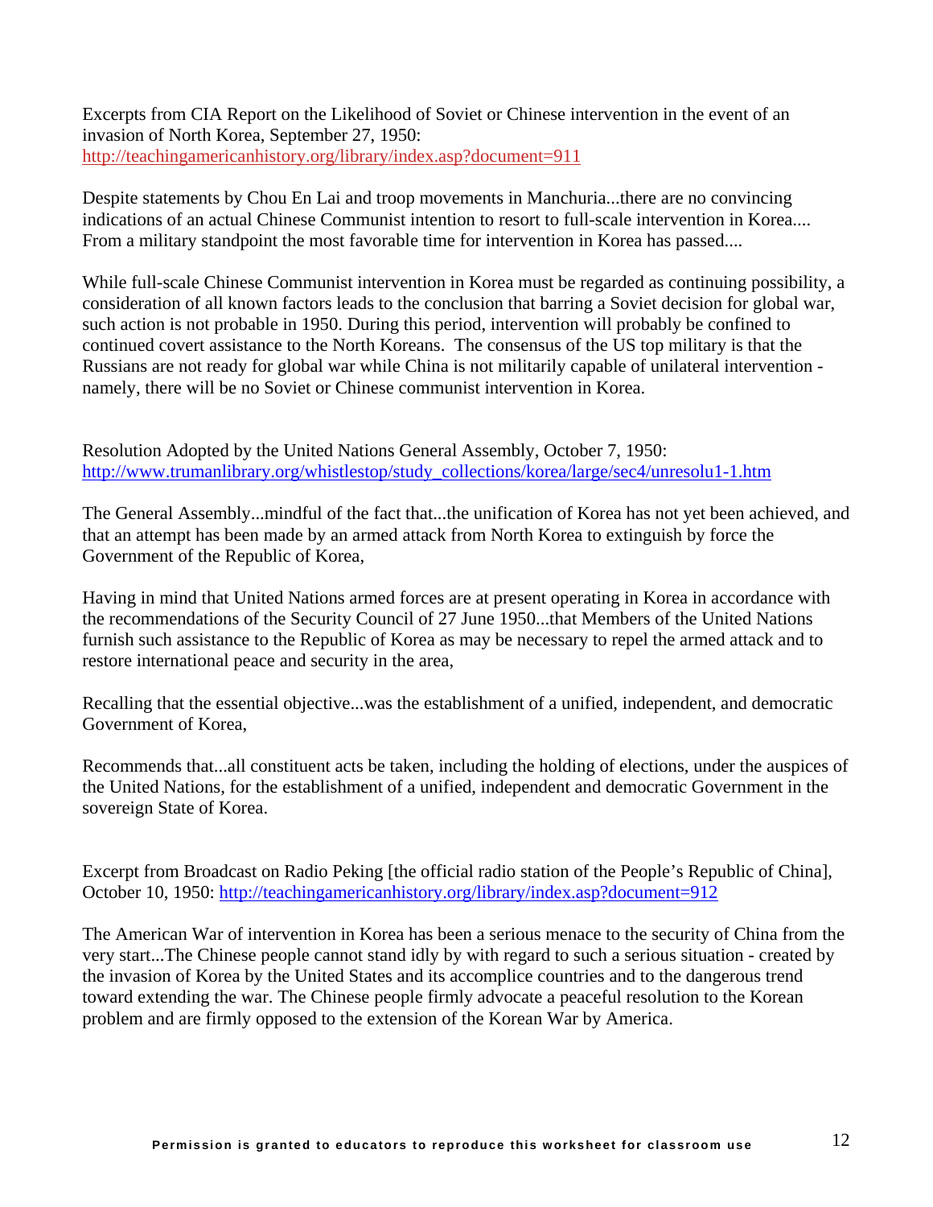Excerpts from CIA Report on the Likelihood of Soviet or Chinese intervention in the event of an invasion of North Korea, September 27, 1950: http://teachingamericanhistory.org/library/index.asp?document=911

Despite statements by Chou En Lai and troop movements in Manchuria...there are no convincing indications of an actual Chinese Communist intention to resort to full-scale intervention in Korea.... From a military standpoint the most favorable time for intervention in Korea has passed....

While full-scale Chinese Communist intervention in Korea must be regarded as continuing possibility, a consideration of all known factors leads to the conclusion that barring a Soviet decision for global war, such action is not probable in 1950. During this period, intervention will probably be confined to continued covert assistance to the North Koreans.  The consensus of the US top military is that the Russians are not ready for global war while China is not militarily capable of unilateral intervention - namely, there will be no Soviet or Chinese communist intervention in Korea.

Resolution Adopted by the United Nations General Assembly, October 7, 1950: http://www.trumanlibrary.org/whistlestop/study_collections/korea/large/sec4/unresolu1-1.htm

The General Assembly...mindful of the fact that...the unification of Korea has not yet been achieved, and that an attempt has been made by an armed attack from North Korea to extinguish by force the Government of the Republic of Korea,

Having in mind that United Nations armed forces are at present operating in Korea in accordance with the recommendations of the Security Council of 27 June 1950...that Members of the United Nations furnish such assistance to the Republic of Korea as may be necessary to repel the armed attack and to restore international peace and security in the area,

Recalling that the essential objective...was the establishment of a unified, independent, and democratic Government of Korea,

Recommends that...all constituent acts be taken, including the holding of elections, under the auspices of the United Nations, for the establishment of a unified, independent and democratic Government in the sovereign State of Korea.

Excerpt from Broadcast on Radio Peking [the official radio station of the People's Republic of China], October 10, 1950: http://teachingamericanhistory.org/library/index.asp?document=912

The American War of intervention in Korea has been a serious menace to the security of China from the very start...The Chinese people cannot stand idly by with regard to such a serious situation - created by the invasion of Korea by the United States and its accomplice countries and to the dangerous trend toward extending the war. The Chinese people firmly advocate a peaceful resolution to the Korean problem and are firmly opposed to the extension of the Korean War by America.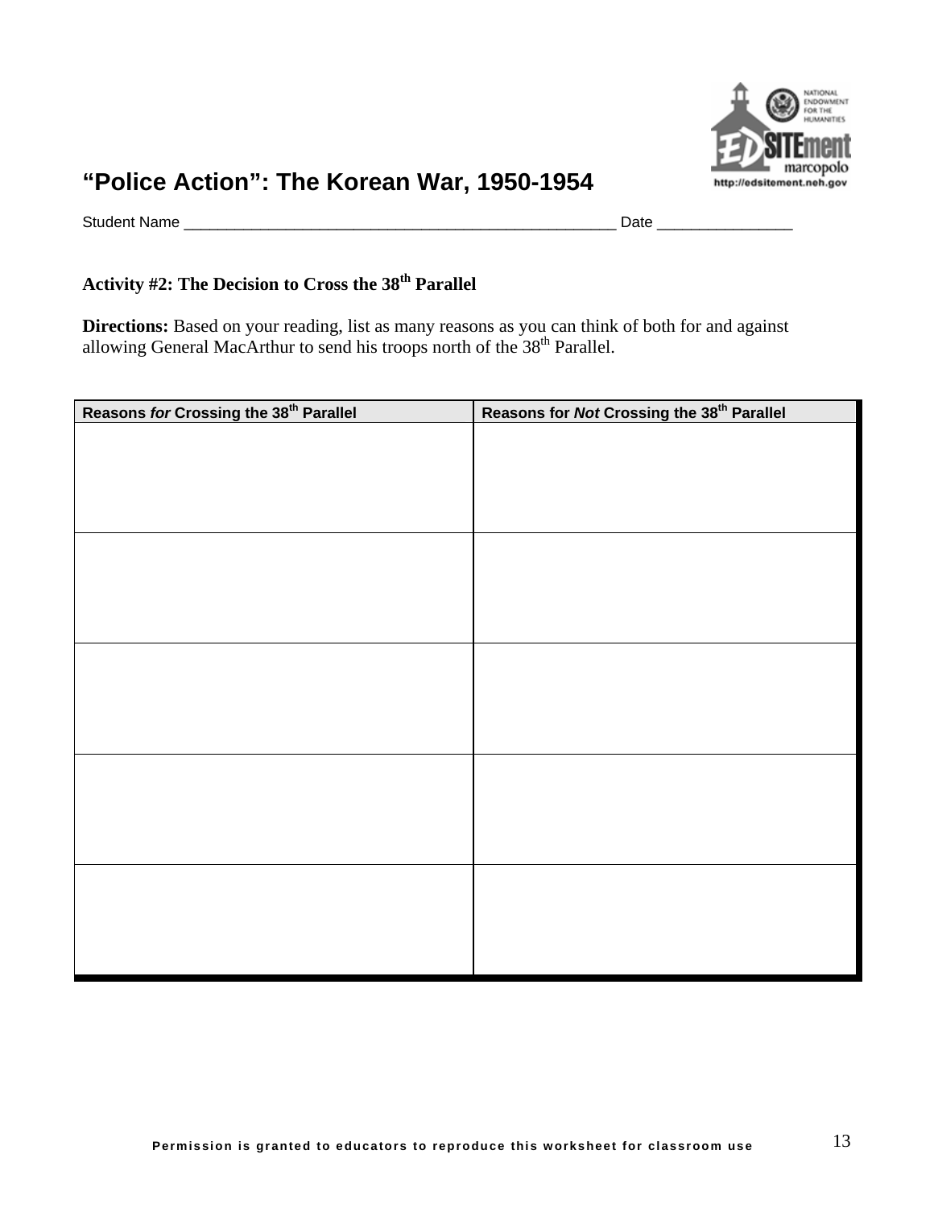# "Police Action": The Korean War, 1950-1954

Student Name ____________________________________________________ Date ________________

### Activity #2: The Decision to Cross the 38th Parallel

**Directions:** Based on your reading, list as many reasons as you can think of both for and against allowing General MacArthur to send his troops north of the 38th Parallel.

| Reasons *for* Crossing the 38th Parallel | Reasons for *Not* Crossing the 38th Parallel |
|---|---|
| | |
| | |
| | |
| | |
| | |

Permission is granted to educators to reproduce this worksheet for classroom use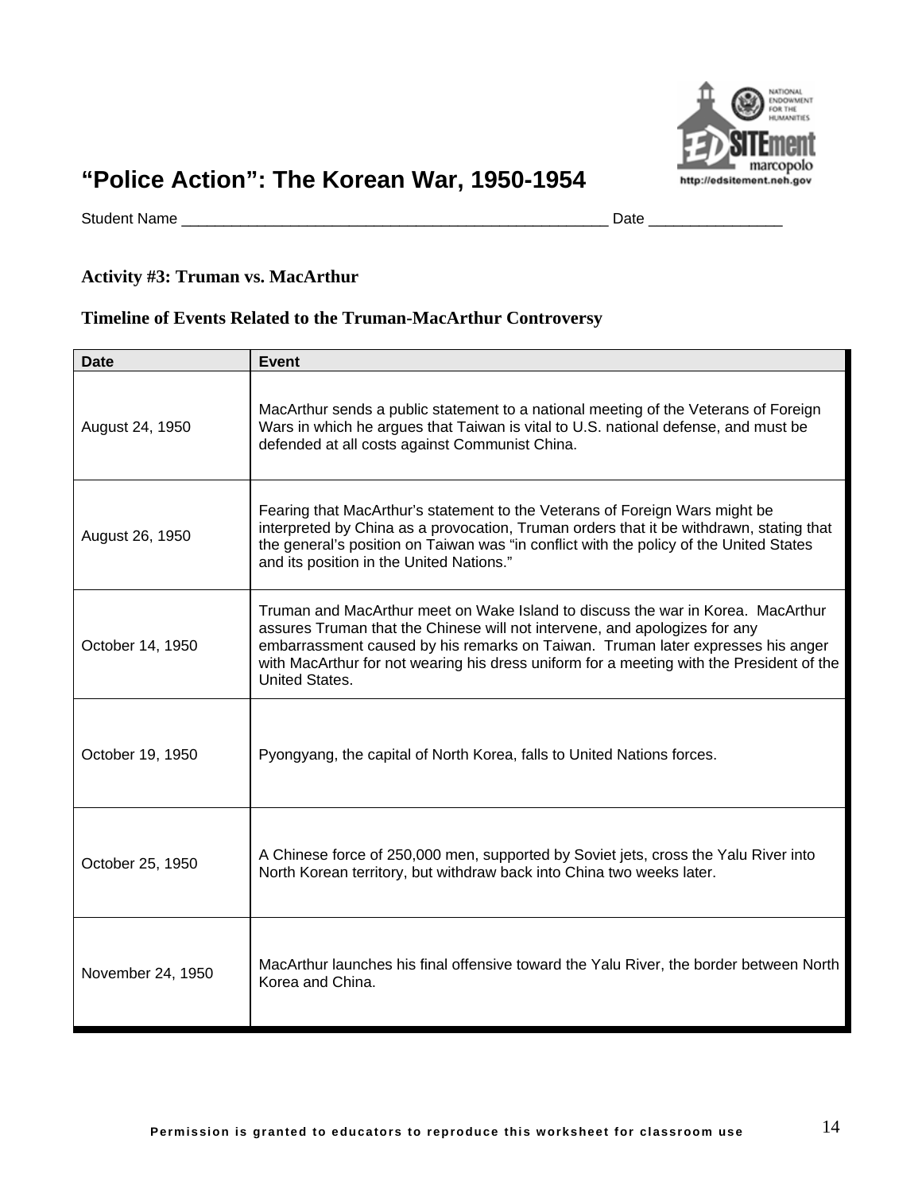# "Police Action": The Korean War, 1950-1954

Student Name ______________________________________________________ Date ________________

### Activity #3: Truman vs. MacArthur

### Timeline of Events Related to the Truman-MacArthur Controversy

| Date | Event |
|---|---|
| August 24, 1950 | MacArthur sends a public statement to a national meeting of the Veterans of Foreign Wars in which he argues that Taiwan is vital to U.S. national defense, and must be defended at all costs against Communist China. |
| August 26, 1950 | Fearing that MacArthur's statement to the Veterans of Foreign Wars might be interpreted by China as a provocation, Truman orders that it be withdrawn, stating that the general's position on Taiwan was "in conflict with the policy of the United States and its position in the United Nations." |
| October 14, 1950 | Truman and MacArthur meet on Wake Island to discuss the war in Korea. MacArthur assures Truman that the Chinese will not intervene, and apologizes for any embarrassment caused by his remarks on Taiwan. Truman later expresses his anger with MacArthur for not wearing his dress uniform for a meeting with the President of the United States. |
| October 19, 1950 | Pyongyang, the capital of North Korea, falls to United Nations forces. |
| October 25, 1950 | A Chinese force of 250,000 men, supported by Soviet jets, cross the Yalu River into North Korean territory, but withdraw back into China two weeks later. |
| November 24, 1950 | MacArthur launches his final offensive toward the Yalu River, the border between North Korea and China. |

**Permission is granted to educators to reproduce this worksheet for classroom use**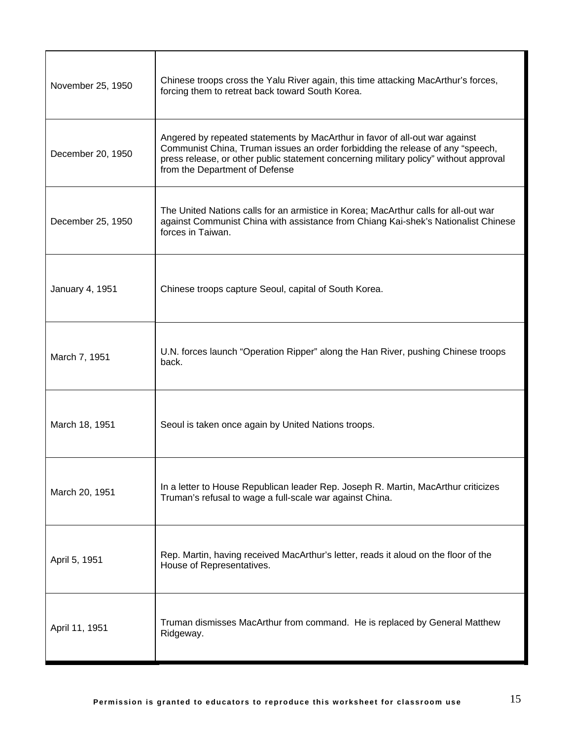| | |
|---|---|
| November 25, 1950 | Chinese troops cross the Yalu River again, this time attacking MacArthur's forces, forcing them to retreat back toward South Korea. |
| December 20, 1950 | Angered by repeated statements by MacArthur in favor of all-out war against Communist China, Truman issues an order forbidding the release of any "speech, press release, or other public statement concerning military policy" without approval from the Department of Defense |
| December 25, 1950 | The United Nations calls for an armistice in Korea; MacArthur calls for all-out war against Communist China with assistance from Chiang Kai-shek's Nationalist Chinese forces in Taiwan. |
| January 4, 1951 | Chinese troops capture Seoul, capital of South Korea. |
| March 7, 1951 | U.N. forces launch "Operation Ripper" along the Han River, pushing Chinese troops back. |
| March 18, 1951 | Seoul is taken once again by United Nations troops. |
| March 20, 1951 | In a letter to House Republican leader Rep. Joseph R. Martin, MacArthur criticizes Truman's refusal to wage a full-scale war against China. |
| April 5, 1951 | Rep. Martin, having received MacArthur's letter, reads it aloud on the floor of the House of Representatives. |
| April 11, 1951 | Truman dismisses MacArthur from command. He is replaced by General Matthew Ridgeway. |

**Permission is granted to educators to reproduce this worksheet for classroom use**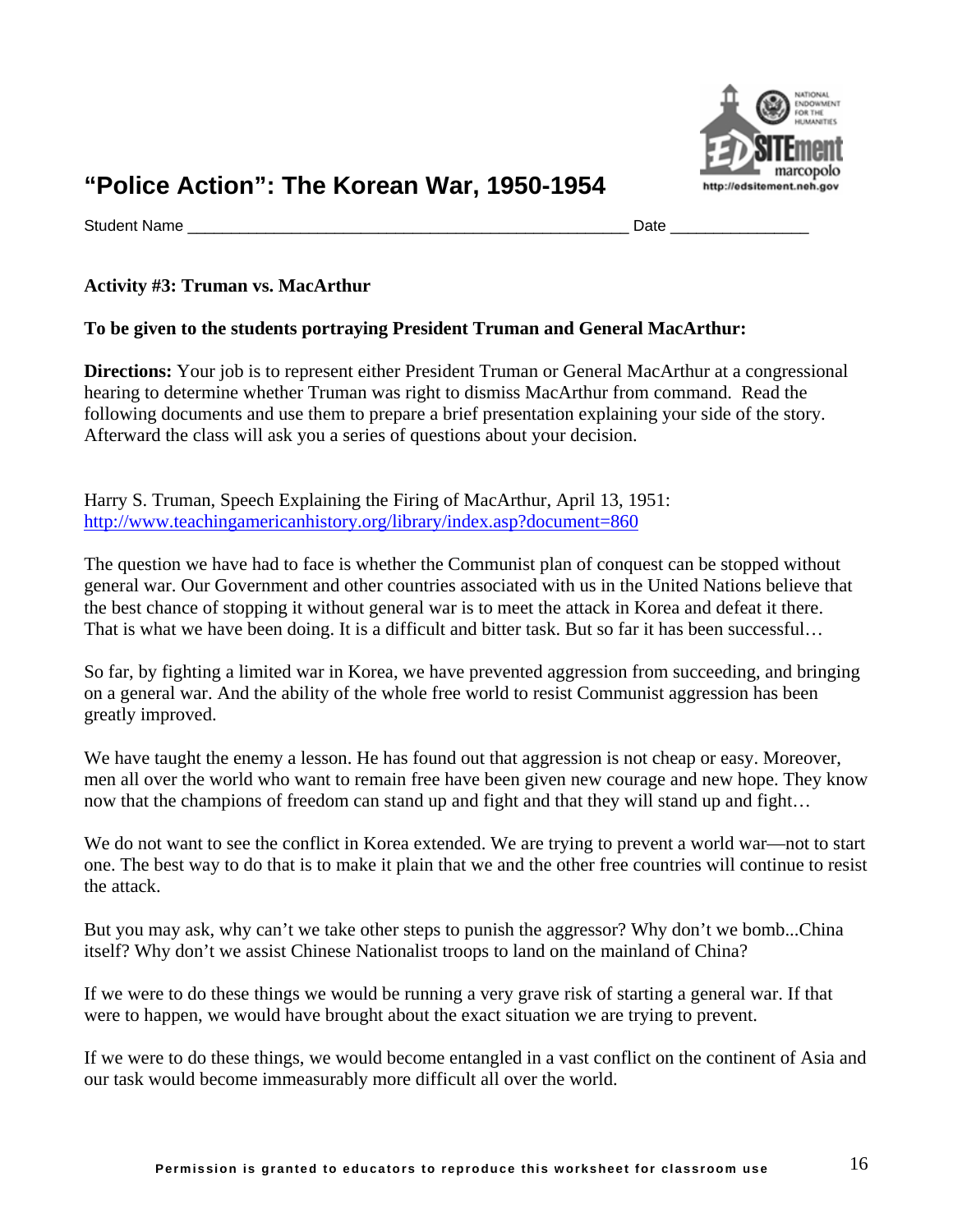# "Police Action": The Korean War, 1950-1954

Student Name ______________________________________________________ Date ________________

### Activity #3: Truman vs. MacArthur

**To be given to the students portraying President Truman and General MacArthur:**

**Directions:** Your job is to represent either President Truman or General MacArthur at a congressional hearing to determine whether Truman was right to dismiss MacArthur from command. Read the following documents and use them to prepare a brief presentation explaining your side of the story. Afterward the class will ask you a series of questions about your decision.

Harry S. Truman, Speech Explaining the Firing of MacArthur, April 13, 1951:
http://www.teachingamericanhistory.org/library/index.asp?document=860

The question we have had to face is whether the Communist plan of conquest can be stopped without general war. Our Government and other countries associated with us in the United Nations believe that the best chance of stopping it without general war is to meet the attack in Korea and defeat it there. That is what we have been doing. It is a difficult and bitter task. But so far it has been successful…

So far, by fighting a limited war in Korea, we have prevented aggression from succeeding, and bringing on a general war. And the ability of the whole free world to resist Communist aggression has been greatly improved.

We have taught the enemy a lesson. He has found out that aggression is not cheap or easy. Moreover, men all over the world who want to remain free have been given new courage and new hope. They know now that the champions of freedom can stand up and fight and that they will stand up and fight…

We do not want to see the conflict in Korea extended. We are trying to prevent a world war—not to start one. The best way to do that is to make it plain that we and the other free countries will continue to resist the attack.

But you may ask, why can't we take other steps to punish the aggressor? Why don't we bomb...China itself? Why don't we assist Chinese Nationalist troops to land on the mainland of China?

If we were to do these things we would be running a very grave risk of starting a general war. If that were to happen, we would have brought about the exact situation we are trying to prevent.

If we were to do these things, we would become entangled in a vast conflict on the continent of Asia and our task would become immeasurably more difficult all over the world.

Permission is granted to educators to reproduce this worksheet for classroom use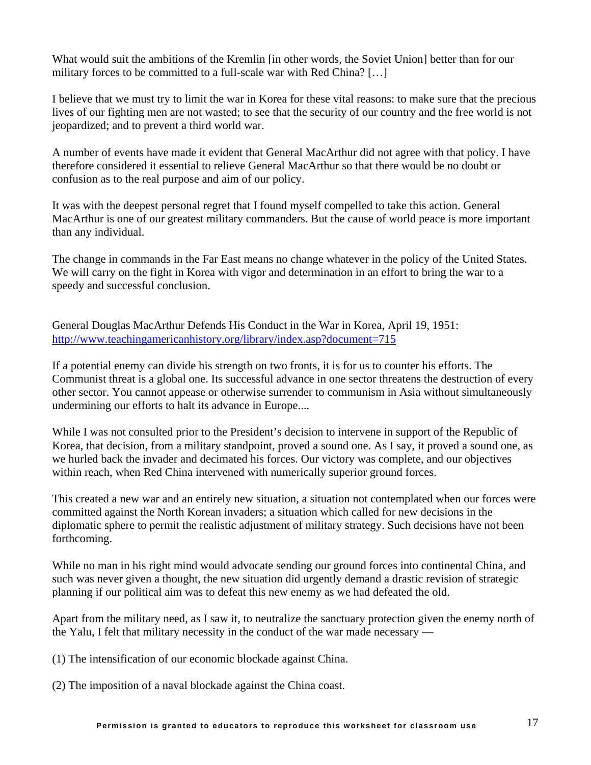What would suit the ambitions of the Kremlin [in other words, the Soviet Union] better than for our military forces to be committed to a full-scale war with Red China? […]

I believe that we must try to limit the war in Korea for these vital reasons: to make sure that the precious lives of our fighting men are not wasted; to see that the security of our country and the free world is not jeopardized; and to prevent a third world war.

A number of events have made it evident that General MacArthur did not agree with that policy. I have therefore considered it essential to relieve General MacArthur so that there would be no doubt or confusion as to the real purpose and aim of our policy.

It was with the deepest personal regret that I found myself compelled to take this action. General MacArthur is one of our greatest military commanders. But the cause of world peace is more important than any individual.

The change in commands in the Far East means no change whatever in the policy of the United States. We will carry on the fight in Korea with vigor and determination in an effort to bring the war to a speedy and successful conclusion.

General Douglas MacArthur Defends His Conduct in the War in Korea, April 19, 1951: http://www.teachingamericanhistory.org/library/index.asp?document=715

If a potential enemy can divide his strength on two fronts, it is for us to counter his efforts. The Communist threat is a global one. Its successful advance in one sector threatens the destruction of every other sector. You cannot appease or otherwise surrender to communism in Asia without simultaneously undermining our efforts to halt its advance in Europe....

While I was not consulted prior to the President's decision to intervene in support of the Republic of Korea, that decision, from a military standpoint, proved a sound one. As I say, it proved a sound one, as we hurled back the invader and decimated his forces. Our victory was complete, and our objectives within reach, when Red China intervened with numerically superior ground forces.

This created a new war and an entirely new situation, a situation not contemplated when our forces were committed against the North Korean invaders; a situation which called for new decisions in the diplomatic sphere to permit the realistic adjustment of military strategy. Such decisions have not been forthcoming.

While no man in his right mind would advocate sending our ground forces into continental China, and such was never given a thought, the new situation did urgently demand a drastic revision of strategic planning if our political aim was to defeat this new enemy as we had defeated the old.

Apart from the military need, as I saw it, to neutralize the sanctuary protection given the enemy north of the Yalu, I felt that military necessity in the conduct of the war made necessary —

(1) The intensification of our economic blockade against China.

(2) The imposition of a naval blockade against the China coast.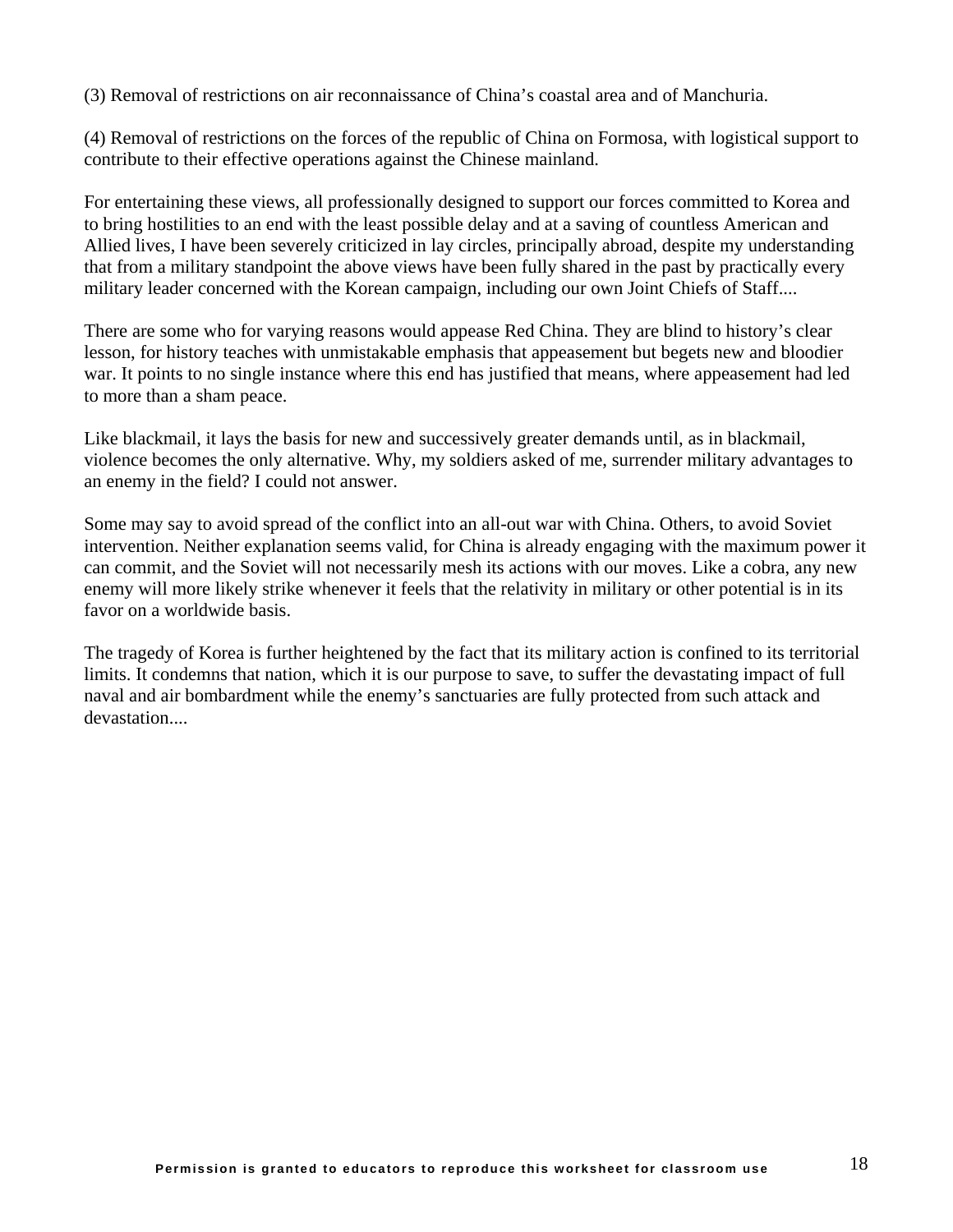(3) Removal of restrictions on air reconnaissance of China's coastal area and of Manchuria.

(4) Removal of restrictions on the forces of the republic of China on Formosa, with logistical support to contribute to their effective operations against the Chinese mainland.

For entertaining these views, all professionally designed to support our forces committed to Korea and to bring hostilities to an end with the least possible delay and at a saving of countless American and Allied lives, I have been severely criticized in lay circles, principally abroad, despite my understanding that from a military standpoint the above views have been fully shared in the past by practically every military leader concerned with the Korean campaign, including our own Joint Chiefs of Staff....

There are some who for varying reasons would appease Red China. They are blind to history's clear lesson, for history teaches with unmistakable emphasis that appeasement but begets new and bloodier war. It points to no single instance where this end has justified that means, where appeasement had led to more than a sham peace.

Like blackmail, it lays the basis for new and successively greater demands until, as in blackmail, violence becomes the only alternative. Why, my soldiers asked of me, surrender military advantages to an enemy in the field? I could not answer.

Some may say to avoid spread of the conflict into an all-out war with China. Others, to avoid Soviet intervention. Neither explanation seems valid, for China is already engaging with the maximum power it can commit, and the Soviet will not necessarily mesh its actions with our moves. Like a cobra, any new enemy will more likely strike whenever it feels that the relativity in military or other potential is in its favor on a worldwide basis.

The tragedy of Korea is further heightened by the fact that its military action is confined to its territorial limits. It condemns that nation, which it is our purpose to save, to suffer the devastating impact of full naval and air bombardment while the enemy's sanctuaries are fully protected from such attack and devastation....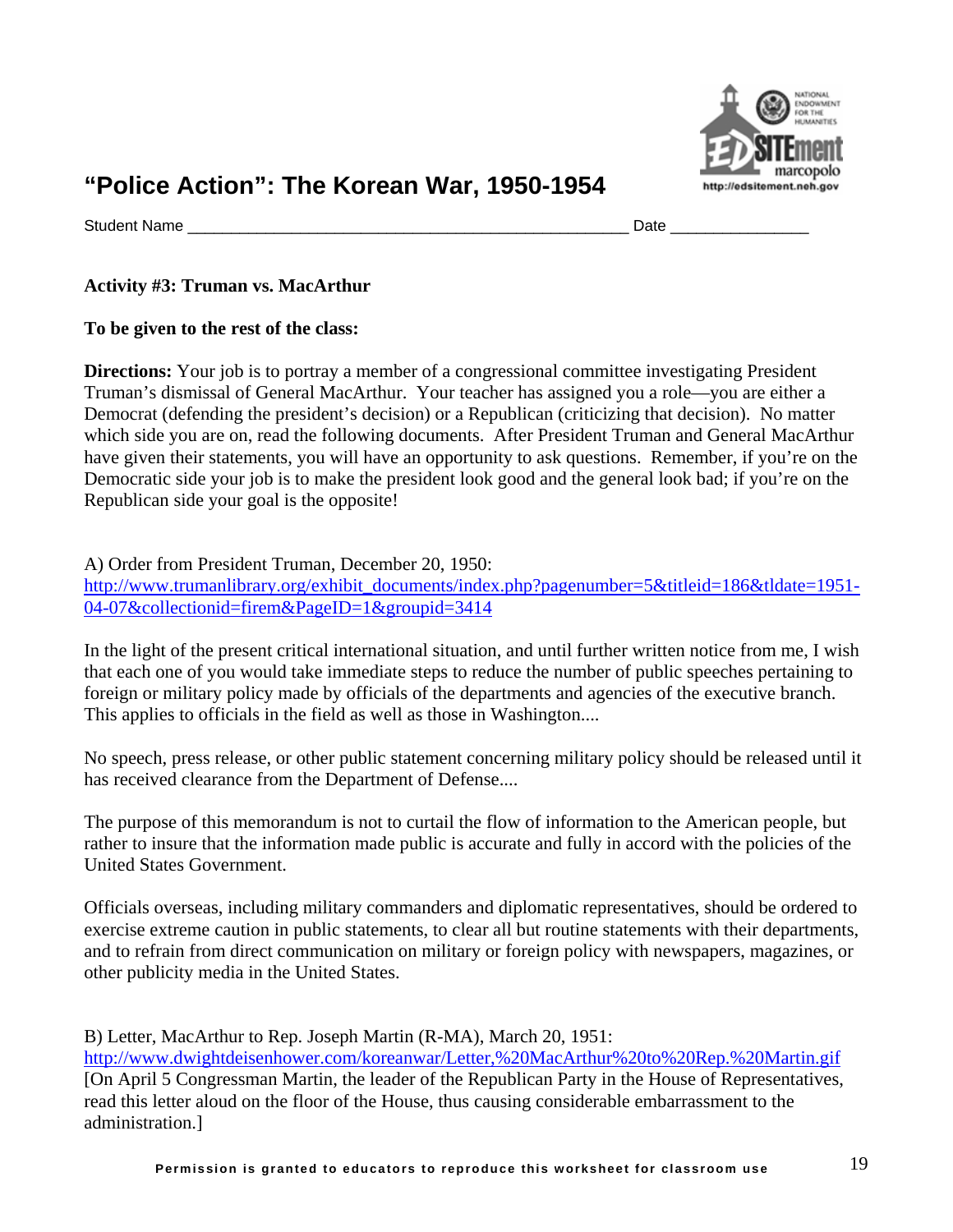# "Police Action": The Korean War, 1950-1954

Student Name ____________________________________________________ Date ________________

**Activity #3: Truman vs. MacArthur**

**To be given to the rest of the class:**

**Directions:** Your job is to portray a member of a congressional committee investigating President Truman's dismissal of General MacArthur. Your teacher has assigned you a role—you are either a Democrat (defending the president's decision) or a Republican (criticizing that decision). No matter which side you are on, read the following documents. After President Truman and General MacArthur have given their statements, you will have an opportunity to ask questions. Remember, if you're on the Democratic side your job is to make the president look good and the general look bad; if you're on the Republican side your goal is the opposite!

A) Order from President Truman, December 20, 1950:
http://www.trumanlibrary.org/exhibit_documents/index.php?pagenumber=5&titleid=186&tldate=1951-04-07&collectionid=firem&PageID=1&groupid=3414

In the light of the present critical international situation, and until further written notice from me, I wish that each one of you would take immediate steps to reduce the number of public speeches pertaining to foreign or military policy made by officials of the departments and agencies of the executive branch. This applies to officials in the field as well as those in Washington....

No speech, press release, or other public statement concerning military policy should be released until it has received clearance from the Department of Defense....

The purpose of this memorandum is not to curtail the flow of information to the American people, but rather to insure that the information made public is accurate and fully in accord with the policies of the United States Government.

Officials overseas, including military commanders and diplomatic representatives, should be ordered to exercise extreme caution in public statements, to clear all but routine statements with their departments, and to refrain from direct communication on military or foreign policy with newspapers, magazines, or other publicity media in the United States.

B) Letter, MacArthur to Rep. Joseph Martin (R-MA), March 20, 1951:
http://www.dwightdeisenhower.com/koreanwar/Letter,%20MacArthur%20to%20Rep.%20Martin.gif
[On April 5 Congressman Martin, the leader of the Republican Party in the House of Representatives, read this letter aloud on the floor of the House, thus causing considerable embarrassment to the administration.]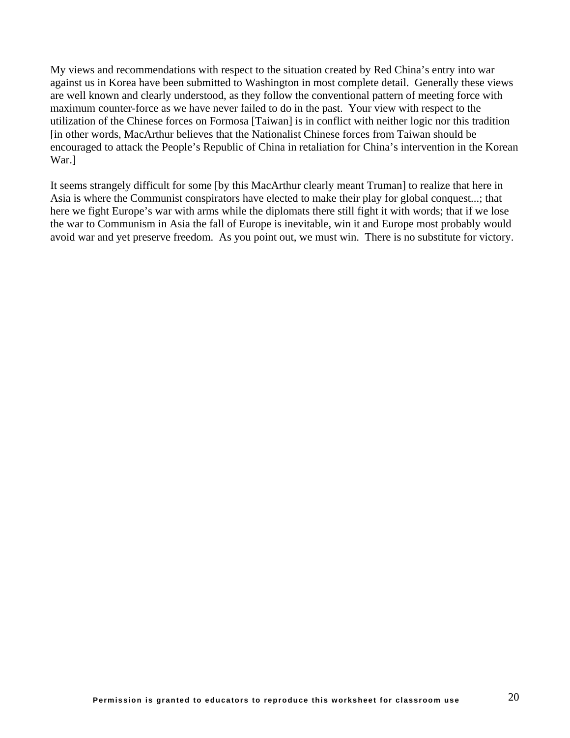My views and recommendations with respect to the situation created by Red China's entry into war against us in Korea have been submitted to Washington in most complete detail. Generally these views are well known and clearly understood, as they follow the conventional pattern of meeting force with maximum counter-force as we have never failed to do in the past. Your view with respect to the utilization of the Chinese forces on Formosa [Taiwan] is in conflict with neither logic nor this tradition [in other words, MacArthur believes that the Nationalist Chinese forces from Taiwan should be encouraged to attack the People's Republic of China in retaliation for China's intervention in the Korean War.]

It seems strangely difficult for some [by this MacArthur clearly meant Truman] to realize that here in Asia is where the Communist conspirators have elected to make their play for global conquest...; that here we fight Europe's war with arms while the diplomats there still fight it with words; that if we lose the war to Communism in Asia the fall of Europe is inevitable, win it and Europe most probably would avoid war and yet preserve freedom. As you point out, we must win. There is no substitute for victory.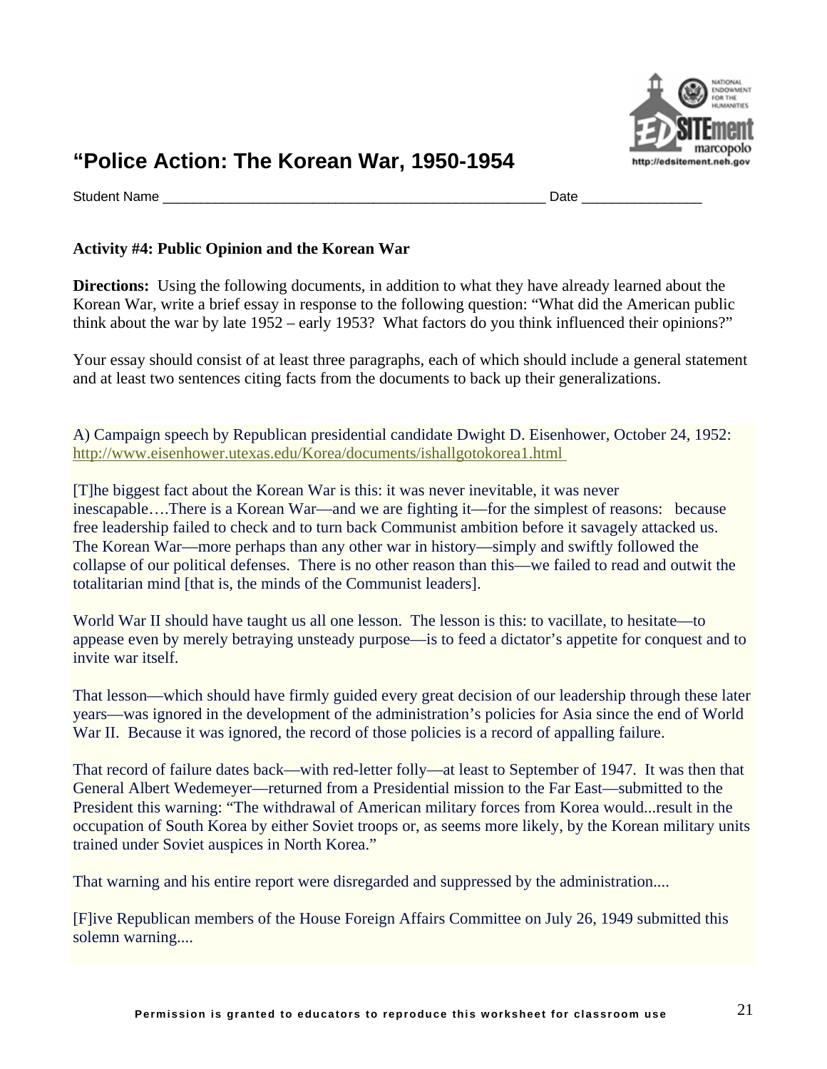# "Police Action: The Korean War, 1950-1954

Student Name ___________________________________________________ Date ________________

**Activity #4: Public Opinion and the Korean War**

**Directions:** Using the following documents, in addition to what they have already learned about the Korean War, write a brief essay in response to the following question: "What did the American public think about the war by late 1952 – early 1953? What factors do you think influenced their opinions?"

Your essay should consist of at least three paragraphs, each of which should include a general statement and at least two sentences citing facts from the documents to back up their generalizations.

A) Campaign speech by Republican presidential candidate Dwight D. Eisenhower, October 24, 1952: http://www.eisenhower.utexas.edu/Korea/documents/ishallgotokorea1.html

[T]he biggest fact about the Korean War is this: it was never inevitable, it was never inescapable….There is a Korean War—and we are fighting it—for the simplest of reasons: because free leadership failed to check and to turn back Communist ambition before it savagely attacked us. The Korean War—more perhaps than any other war in history—simply and swiftly followed the collapse of our political defenses. There is no other reason than this—we failed to read and outwit the totalitarian mind [that is, the minds of the Communist leaders].

World War II should have taught us all one lesson. The lesson is this: to vacillate, to hesitate—to appease even by merely betraying unsteady purpose—is to feed a dictator's appetite for conquest and to invite war itself.

That lesson—which should have firmly guided every great decision of our leadership through these later years—was ignored in the development of the administration's policies for Asia since the end of World War II. Because it was ignored, the record of those policies is a record of appalling failure.

That record of failure dates back—with red-letter folly—at least to September of 1947. It was then that General Albert Wedemeyer—returned from a Presidential mission to the Far East—submitted to the President this warning: "The withdrawal of American military forces from Korea would...result in the occupation of South Korea by either Soviet troops or, as seems more likely, by the Korean military units trained under Soviet auspices in North Korea."

That warning and his entire report were disregarded and suppressed by the administration....

[F]ive Republican members of the House Foreign Affairs Committee on July 26, 1949 submitted this solemn warning....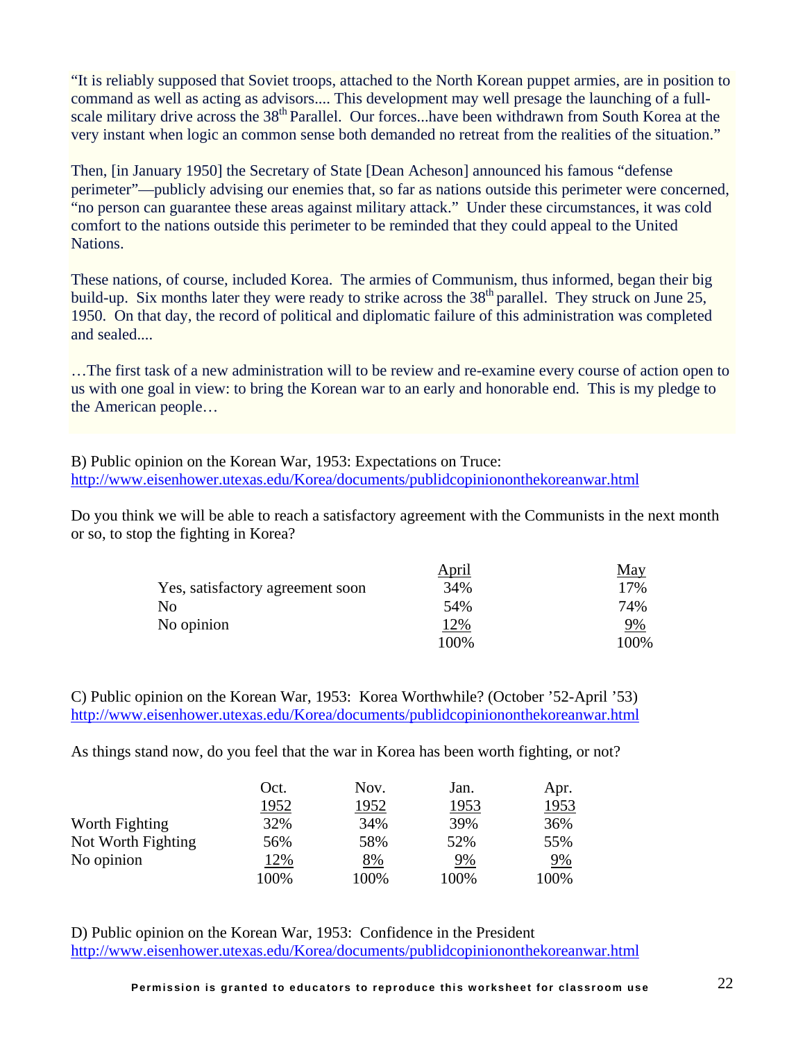"It is reliably supposed that Soviet troops, attached to the North Korean puppet armies, are in position to command as well as acting as advisors.... This development may well presage the launching of a full-scale military drive across the 38th Parallel. Our forces...have been withdrawn from South Korea at the very instant when logic an common sense both demanded no retreat from the realities of the situation."

Then, [in January 1950] the Secretary of State [Dean Acheson] announced his famous "defense perimeter"—publicly advising our enemies that, so far as nations outside this perimeter were concerned, "no person can guarantee these areas against military attack." Under these circumstances, it was cold comfort to the nations outside this perimeter to be reminded that they could appeal to the United Nations.

These nations, of course, included Korea. The armies of Communism, thus informed, began their big build-up. Six months later they were ready to strike across the 38th parallel. They struck on June 25, 1950. On that day, the record of political and diplomatic failure of this administration was completed and sealed....

…The first task of a new administration will to be review and re-examine every course of action open to us with one goal in view: to bring the Korean war to an early and honorable end. This is my pledge to the American people…

B) Public opinion on the Korean War, 1953: Expectations on Truce:
http://www.eisenhower.utexas.edu/Korea/documents/publidcopiniononthekoreanwar.html

Do you think we will be able to reach a satisfactory agreement with the Communists in the next month or so, to stop the fighting in Korea?

| | April | May |
|---|---|---|
| Yes, satisfactory agreement soon | 34% | 17% |
| No | 54% | 74% |
| No opinion | 12% | 9% |
| | 100% | 100% |

C) Public opinion on the Korean War, 1953: Korea Worthwhile? (October '52-April '53)
http://www.eisenhower.utexas.edu/Korea/documents/publidcopiniononthekoreanwar.html

As things stand now, do you feel that the war in Korea has been worth fighting, or not?

| | Oct. 1952 | Nov. 1952 | Jan. 1953 | Apr. 1953 |
|---|---|---|---|---|
| Worth Fighting | 32% | 34% | 39% | 36% |
| Not Worth Fighting | 56% | 58% | 52% | 55% |
| No opinion | 12% | 8% | 9% | 9% |
| | 100% | 100% | 100% | 100% |

D) Public opinion on the Korean War, 1953: Confidence in the President
http://www.eisenhower.utexas.edu/Korea/documents/publidcopiniononthekoreanwar.html

**Permission is granted to educators to reproduce this worksheet for classroom use**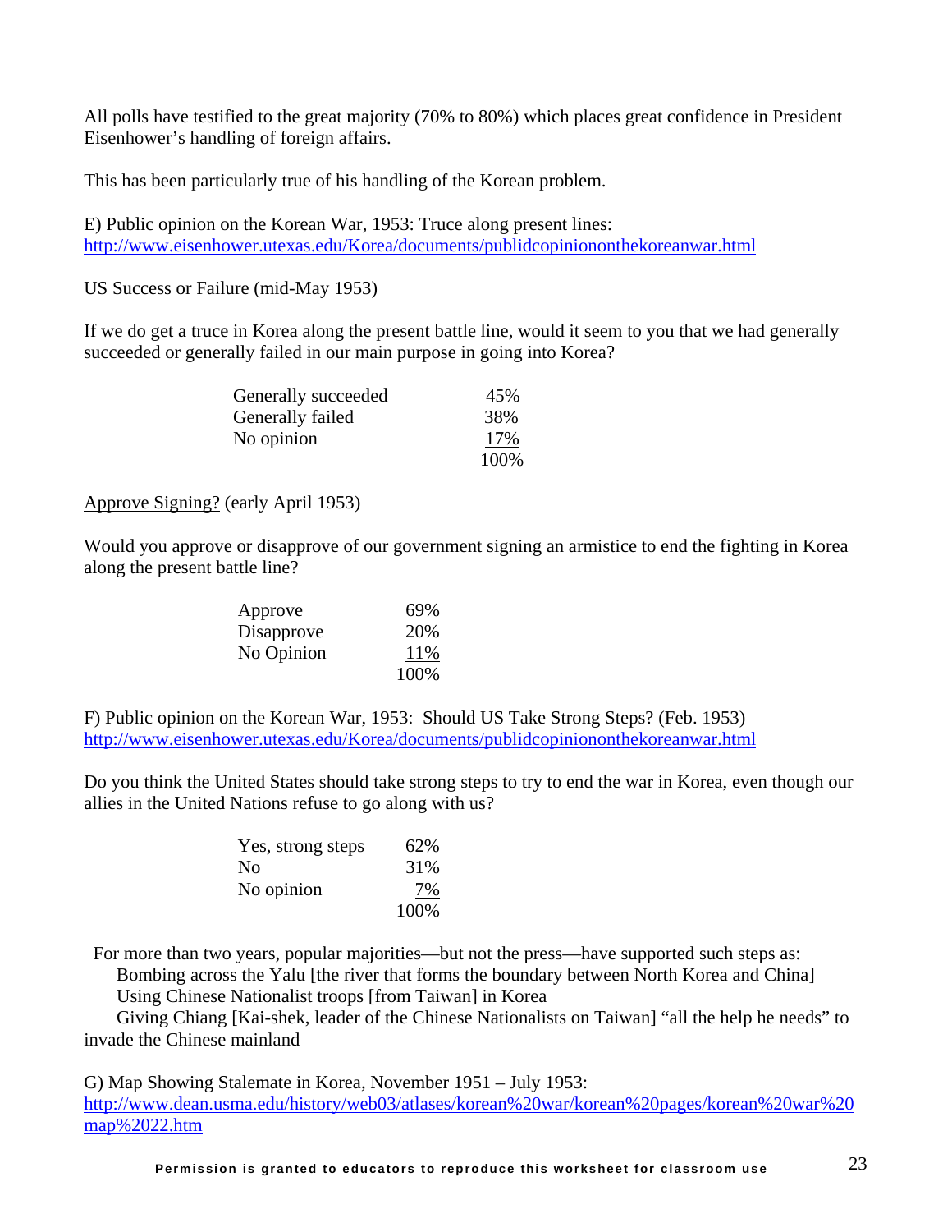All polls have testified to the great majority (70% to 80%) which places great confidence in President Eisenhower's handling of foreign affairs.

This has been particularly true of his handling of the Korean problem.

E) Public opinion on the Korean War, 1953: Truce along present lines:
http://www.eisenhower.utexas.edu/Korea/documents/publidcopiniononthekoreanwar.html

US Success or Failure (mid-May 1953)

If we do get a truce in Korea along the present battle line, would it seem to you that we had generally succeeded or generally failed in our main purpose in going into Korea?

| | |
|---|---|
| Generally succeeded | 45% |
| Generally failed | 38% |
| No opinion | 17% |
| | 100% |

Approve Signing? (early April 1953)

Would you approve or disapprove of our government signing an armistice to end the fighting in Korea along the present battle line?

| | |
|---|---|
| Approve | 69% |
| Disapprove | 20% |
| No Opinion | 11% |
| | 100% |

F) Public opinion on the Korean War, 1953: Should US Take Strong Steps? (Feb. 1953)
http://www.eisenhower.utexas.edu/Korea/documents/publidcopiniononthekoreanwar.html

Do you think the United States should take strong steps to try to end the war in Korea, even though our allies in the United Nations refuse to go along with us?

| | |
|---|---|
| Yes, strong steps | 62% |
| No | 31% |
| No opinion | 7% |
| | 100% |

For more than two years, popular majorities—but not the press—have supported such steps as:
Bombing across the Yalu [the river that forms the boundary between North Korea and China]
Using Chinese Nationalist troops [from Taiwan] in Korea
Giving Chiang [Kai-shek, leader of the Chinese Nationalists on Taiwan] "all the help he needs" to invade the Chinese mainland

G) Map Showing Stalemate in Korea, November 1951 – July 1953:
http://www.dean.usma.edu/history/web03/atlases/korean%20war/korean%20pages/korean%20war%20map%2022.htm

Permission is granted to educators to reproduce this worksheet for classroom use